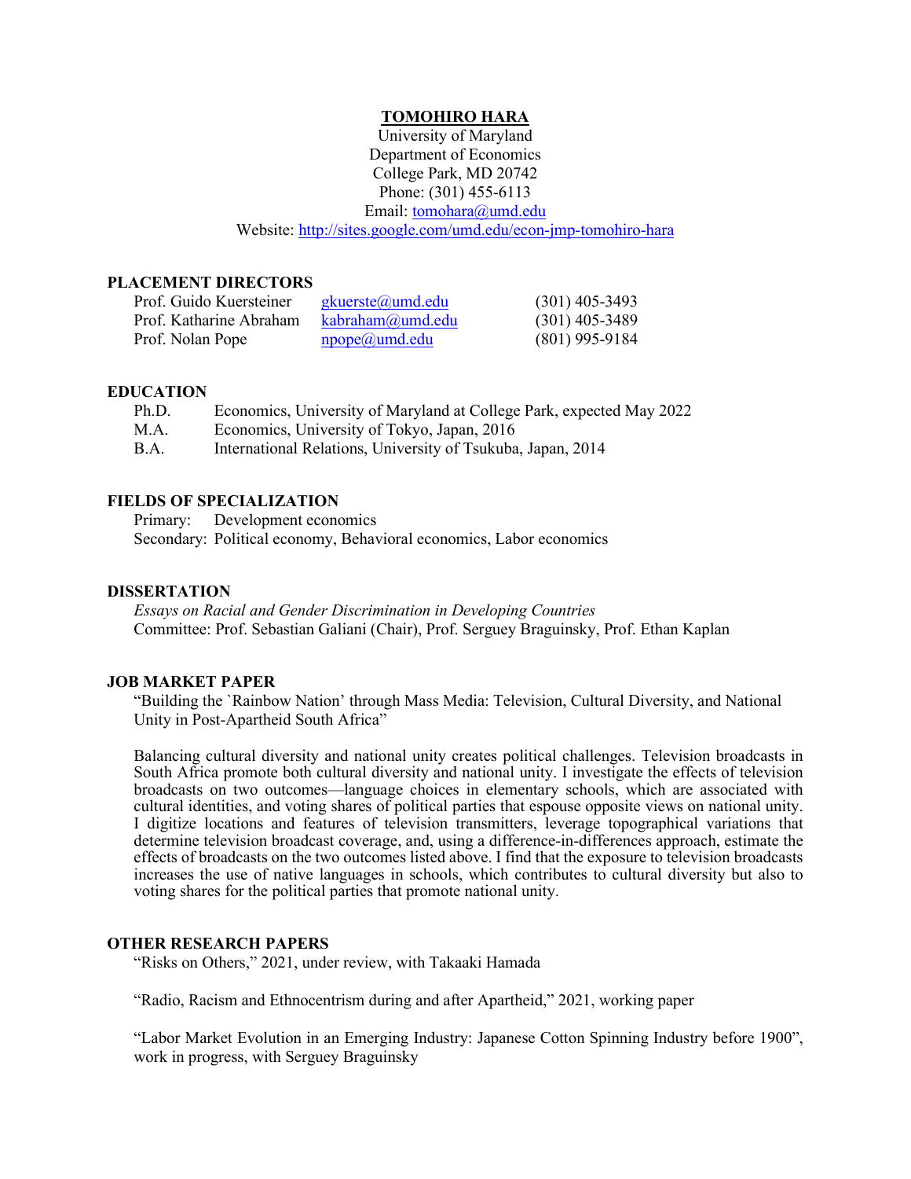**TOMOHIRO HARA**

University of Maryland
Department of Economics
College Park, MD 20742
Phone: (301) 455-6113
Email: tomohara@umd.edu
Website: http://sites.google.com/umd.edu/econ-jmp-tomohiro-hara

## PLACEMENT DIRECTORS

| | | |
|---|---|---|
| Prof. Guido Kuersteiner | gkuerste@umd.edu | (301) 405-3493 |
| Prof. Katharine Abraham | kabraham@umd.edu | (301) 405-3489 |
| Prof. Nolan Pope | npope@umd.edu | (801) 995-9184 |

## EDUCATION

| | |
|---|---|
| Ph.D. | Economics, University of Maryland at College Park, expected May 2022 |
| M.A. | Economics, University of Tokyo, Japan, 2016 |
| B.A. | International Relations, University of Tsukuba, Japan, 2014 |

## FIELDS OF SPECIALIZATION

Primary: Development economics
Secondary: Political economy, Behavioral economics, Labor economics

## DISSERTATION

*Essays on Racial and Gender Discrimination in Developing Countries*
Committee: Prof. Sebastian Galiani (Chair), Prof. Serguey Braguinsky, Prof. Ethan Kaplan

## JOB MARKET PAPER

"Building the `Rainbow Nation' through Mass Media: Television, Cultural Diversity, and National Unity in Post-Apartheid South Africa"

Balancing cultural diversity and national unity creates political challenges. Television broadcasts in South Africa promote both cultural diversity and national unity. I investigate the effects of television broadcasts on two outcomes—language choices in elementary schools, which are associated with cultural identities, and voting shares of political parties that espouse opposite views on national unity. I digitize locations and features of television transmitters, leverage topographical variations that determine television broadcast coverage, and, using a difference-in-differences approach, estimate the effects of broadcasts on the two outcomes listed above. I find that the exposure to television broadcasts increases the use of native languages in schools, which contributes to cultural diversity but also to voting shares for the political parties that promote national unity.

## OTHER RESEARCH PAPERS

"Risks on Others," 2021, under review, with Takaaki Hamada

"Radio, Racism and Ethnocentrism during and after Apartheid," 2021, working paper

"Labor Market Evolution in an Emerging Industry: Japanese Cotton Spinning Industry before 1900", work in progress, with Serguey Braguinsky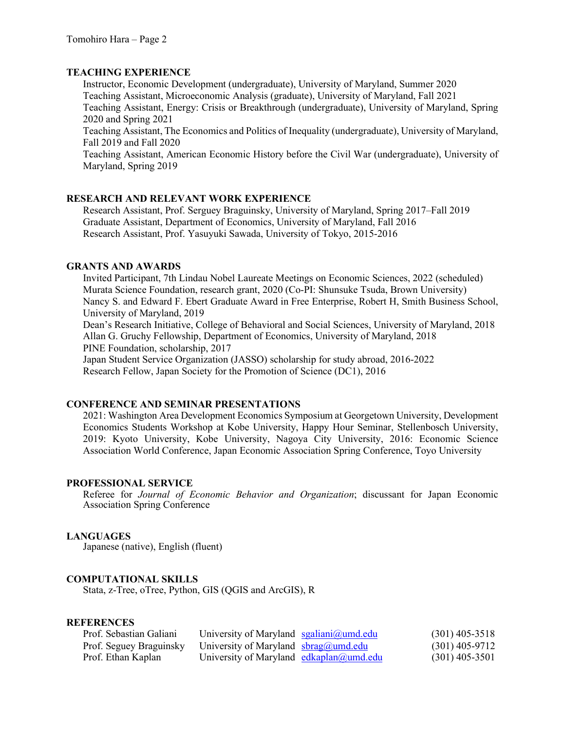## TEACHING EXPERIENCE

Instructor, Economic Development (undergraduate), University of Maryland, Summer 2020
Teaching Assistant, Microeconomic Analysis (graduate), University of Maryland, Fall 2021
Teaching Assistant, Energy: Crisis or Breakthrough (undergraduate), University of Maryland, Spring 2020 and Spring 2021
Teaching Assistant, The Economics and Politics of Inequality (undergraduate), University of Maryland, Fall 2019 and Fall 2020
Teaching Assistant, American Economic History before the Civil War (undergraduate), University of Maryland, Spring 2019

## RESEARCH AND RELEVANT WORK EXPERIENCE

Research Assistant, Prof. Serguey Braguinsky, University of Maryland, Spring 2017–Fall 2019
Graduate Assistant, Department of Economics, University of Maryland, Fall 2016
Research Assistant, Prof. Yasuyuki Sawada, University of Tokyo, 2015-2016

## GRANTS AND AWARDS

Invited Participant, 7th Lindau Nobel Laureate Meetings on Economic Sciences, 2022 (scheduled)
Murata Science Foundation, research grant, 2020 (Co-PI: Shunsuke Tsuda, Brown University)
Nancy S. and Edward F. Ebert Graduate Award in Free Enterprise, Robert H, Smith Business School, University of Maryland, 2019
Dean's Research Initiative, College of Behavioral and Social Sciences, University of Maryland, 2018
Allan G. Gruchy Fellowship, Department of Economics, University of Maryland, 2018
PINE Foundation, scholarship, 2017
Japan Student Service Organization (JASSO) scholarship for study abroad, 2016-2022
Research Fellow, Japan Society for the Promotion of Science (DC1), 2016

## CONFERENCE AND SEMINAR PRESENTATIONS

2021: Washington Area Development Economics Symposium at Georgetown University, Development Economics Students Workshop at Kobe University, Happy Hour Seminar, Stellenbosch University, 2019: Kyoto University, Kobe University, Nagoya City University, 2016: Economic Science Association World Conference, Japan Economic Association Spring Conference, Toyo University

## PROFESSIONAL SERVICE

Referee for *Journal of Economic Behavior and Organization*; discussant for Japan Economic Association Spring Conference

## LANGUAGES

Japanese (native), English (fluent)

## COMPUTATIONAL SKILLS

Stata, z-Tree, oTree, Python, GIS (QGIS and ArcGIS), R

## REFERENCES

| | | | |
|---|---|---|---|
| Prof. Sebastian Galiani | University of Maryland | sgaliani@umd.edu | (301) 405-3518 |
| Prof. Seguey Braguinsky | University of Maryland | sbrag@umd.edu | (301) 405-9712 |
| Prof. Ethan Kaplan | University of Maryland | edkaplan@umd.edu | (301) 405-3501 |